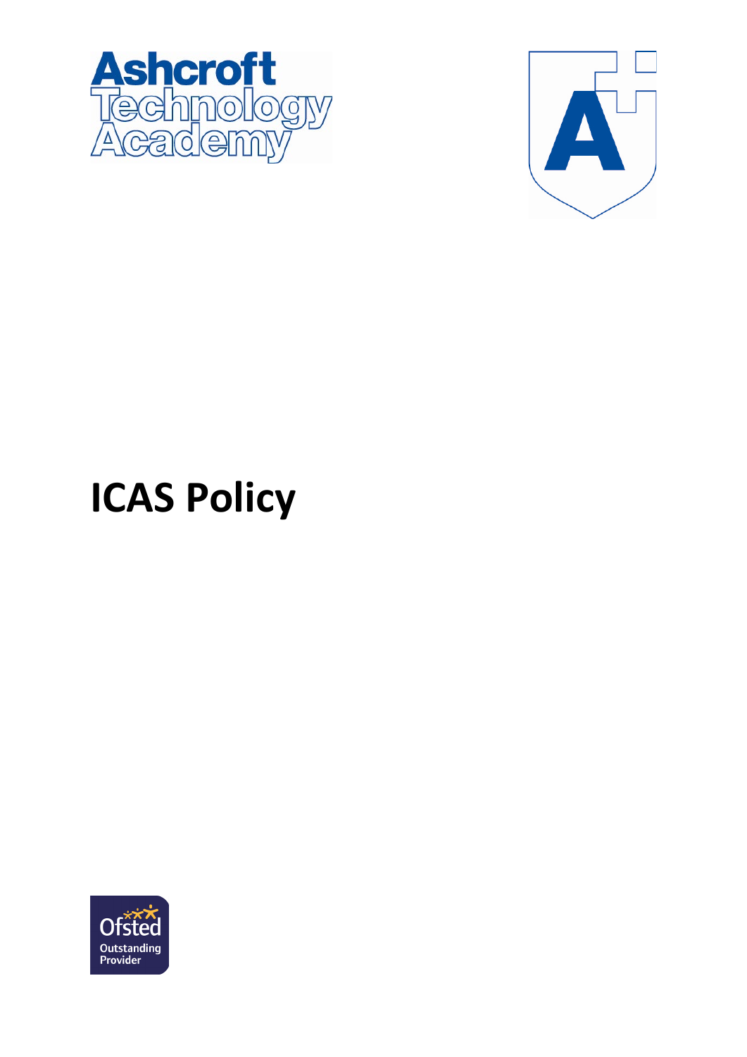Ashcroft Technology Academy

# ICAS Policy

Ofsted Outstanding Provider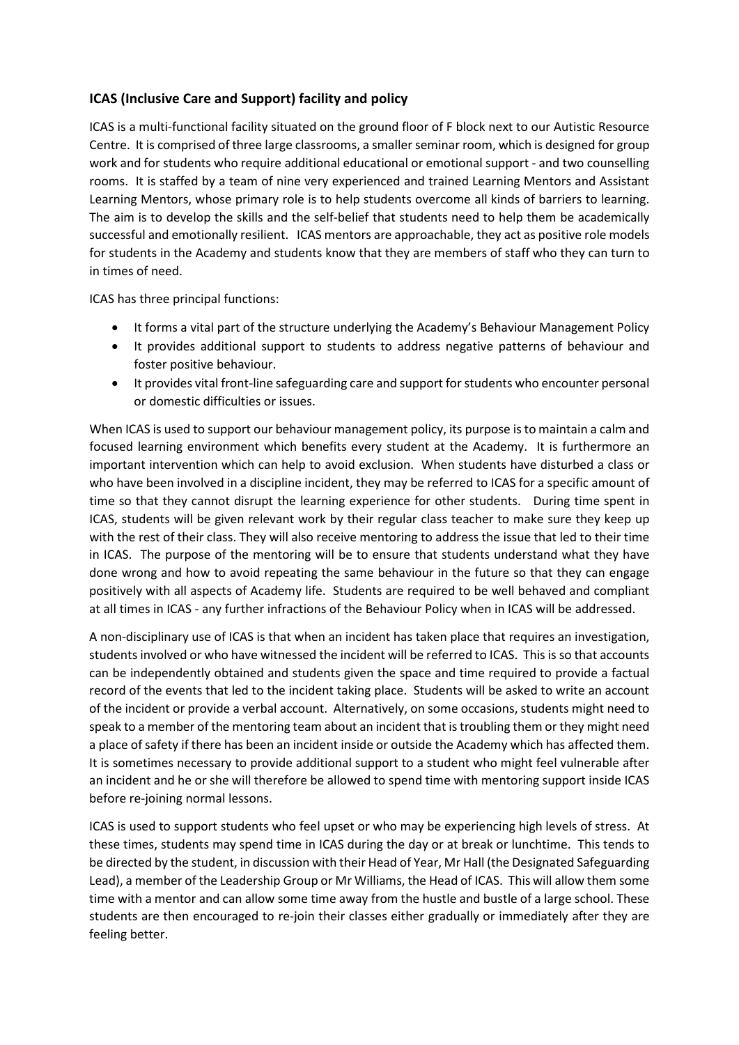### ICAS (Inclusive Care and Support) facility and policy

ICAS is a multi-functional facility situated on the ground floor of F block next to our Autistic Resource Centre. It is comprised of three large classrooms, a smaller seminar room, which is designed for group work and for students who require additional educational or emotional support - and two counselling rooms. It is staffed by a team of nine very experienced and trained Learning Mentors and Assistant Learning Mentors, whose primary role is to help students overcome all kinds of barriers to learning. The aim is to develop the skills and the self-belief that students need to help them be academically successful and emotionally resilient. ICAS mentors are approachable, they act as positive role models for students in the Academy and students know that they are members of staff who they can turn to in times of need.

ICAS has three principal functions:

- It forms a vital part of the structure underlying the Academy's Behaviour Management Policy
- It provides additional support to students to address negative patterns of behaviour and foster positive behaviour.
- It provides vital front-line safeguarding care and support for students who encounter personal or domestic difficulties or issues.

When ICAS is used to support our behaviour management policy, its purpose is to maintain a calm and focused learning environment which benefits every student at the Academy. It is furthermore an important intervention which can help to avoid exclusion. When students have disturbed a class or who have been involved in a discipline incident, they may be referred to ICAS for a specific amount of time so that they cannot disrupt the learning experience for other students. During time spent in ICAS, students will be given relevant work by their regular class teacher to make sure they keep up with the rest of their class. They will also receive mentoring to address the issue that led to their time in ICAS. The purpose of the mentoring will be to ensure that students understand what they have done wrong and how to avoid repeating the same behaviour in the future so that they can engage positively with all aspects of Academy life. Students are required to be well behaved and compliant at all times in ICAS - any further infractions of the Behaviour Policy when in ICAS will be addressed.

A non-disciplinary use of ICAS is that when an incident has taken place that requires an investigation, students involved or who have witnessed the incident will be referred to ICAS. This is so that accounts can be independently obtained and students given the space and time required to provide a factual record of the events that led to the incident taking place. Students will be asked to write an account of the incident or provide a verbal account. Alternatively, on some occasions, students might need to speak to a member of the mentoring team about an incident that is troubling them or they might need a place of safety if there has been an incident inside or outside the Academy which has affected them. It is sometimes necessary to provide additional support to a student who might feel vulnerable after an incident and he or she will therefore be allowed to spend time with mentoring support inside ICAS before re-joining normal lessons.

ICAS is used to support students who feel upset or who may be experiencing high levels of stress. At these times, students may spend time in ICAS during the day or at break or lunchtime. This tends to be directed by the student, in discussion with their Head of Year, Mr Hall (the Designated Safeguarding Lead), a member of the Leadership Group or Mr Williams, the Head of ICAS. This will allow them some time with a mentor and can allow some time away from the hustle and bustle of a large school. These students are then encouraged to re-join their classes either gradually or immediately after they are feeling better.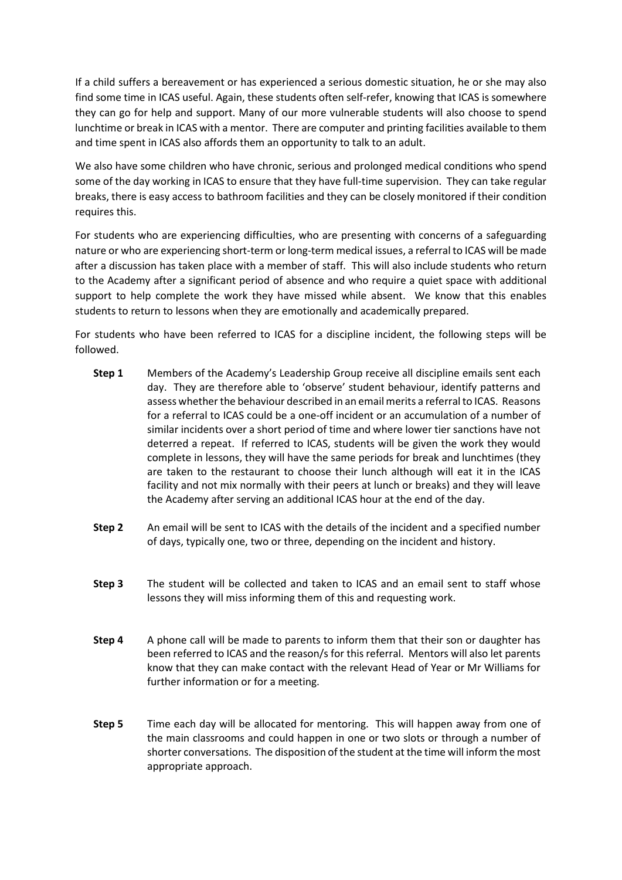If a child suffers a bereavement or has experienced a serious domestic situation, he or she may also find some time in ICAS useful. Again, these students often self-refer, knowing that ICAS is somewhere they can go for help and support. Many of our more vulnerable students will also choose to spend lunchtime or break in ICAS with a mentor. There are computer and printing facilities available to them and time spent in ICAS also affords them an opportunity to talk to an adult.

We also have some children who have chronic, serious and prolonged medical conditions who spend some of the day working in ICAS to ensure that they have full-time supervision. They can take regular breaks, there is easy access to bathroom facilities and they can be closely monitored if their condition requires this.

For students who are experiencing difficulties, who are presenting with concerns of a safeguarding nature or who are experiencing short-term or long-term medical issues, a referral to ICAS will be made after a discussion has taken place with a member of staff. This will also include students who return to the Academy after a significant period of absence and who require a quiet space with additional support to help complete the work they have missed while absent. We know that this enables students to return to lessons when they are emotionally and academically prepared.

For students who have been referred to ICAS for a discipline incident, the following steps will be followed.

**Step 1** Members of the Academy's Leadership Group receive all discipline emails sent each day. They are therefore able to 'observe' student behaviour, identify patterns and assess whether the behaviour described in an email merits a referral to ICAS. Reasons for a referral to ICAS could be a one-off incident or an accumulation of a number of similar incidents over a short period of time and where lower tier sanctions have not deterred a repeat. If referred to ICAS, students will be given the work they would complete in lessons, they will have the same periods for break and lunchtimes (they are taken to the restaurant to choose their lunch although will eat it in the ICAS facility and not mix normally with their peers at lunch or breaks) and they will leave the Academy after serving an additional ICAS hour at the end of the day.

**Step 2** An email will be sent to ICAS with the details of the incident and a specified number of days, typically one, two or three, depending on the incident and history.

**Step 3** The student will be collected and taken to ICAS and an email sent to staff whose lessons they will miss informing them of this and requesting work.

**Step 4** A phone call will be made to parents to inform them that their son or daughter has been referred to ICAS and the reason/s for this referral. Mentors will also let parents know that they can make contact with the relevant Head of Year or Mr Williams for further information or for a meeting.

**Step 5** Time each day will be allocated for mentoring. This will happen away from one of the main classrooms and could happen in one or two slots or through a number of shorter conversations. The disposition of the student at the time will inform the most appropriate approach.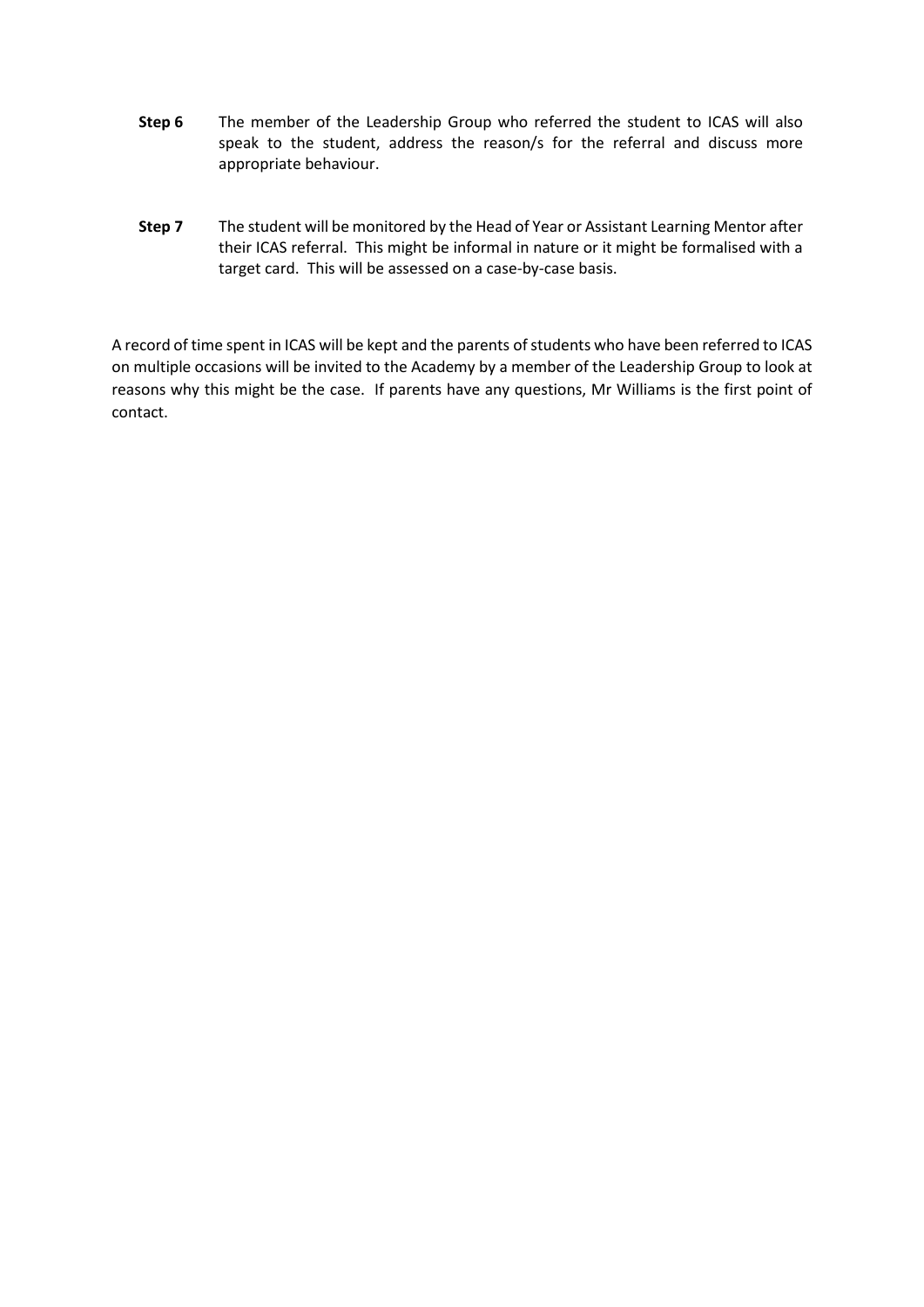**Step 6** The member of the Leadership Group who referred the student to ICAS will also speak to the student, address the reason/s for the referral and discuss more appropriate behaviour.

**Step 7** The student will be monitored by the Head of Year or Assistant Learning Mentor after their ICAS referral. This might be informal in nature or it might be formalised with a target card. This will be assessed on a case-by-case basis.

A record of time spent in ICAS will be kept and the parents of students who have been referred to ICAS on multiple occasions will be invited to the Academy by a member of the Leadership Group to look at reasons why this might be the case. If parents have any questions, Mr Williams is the first point of contact.